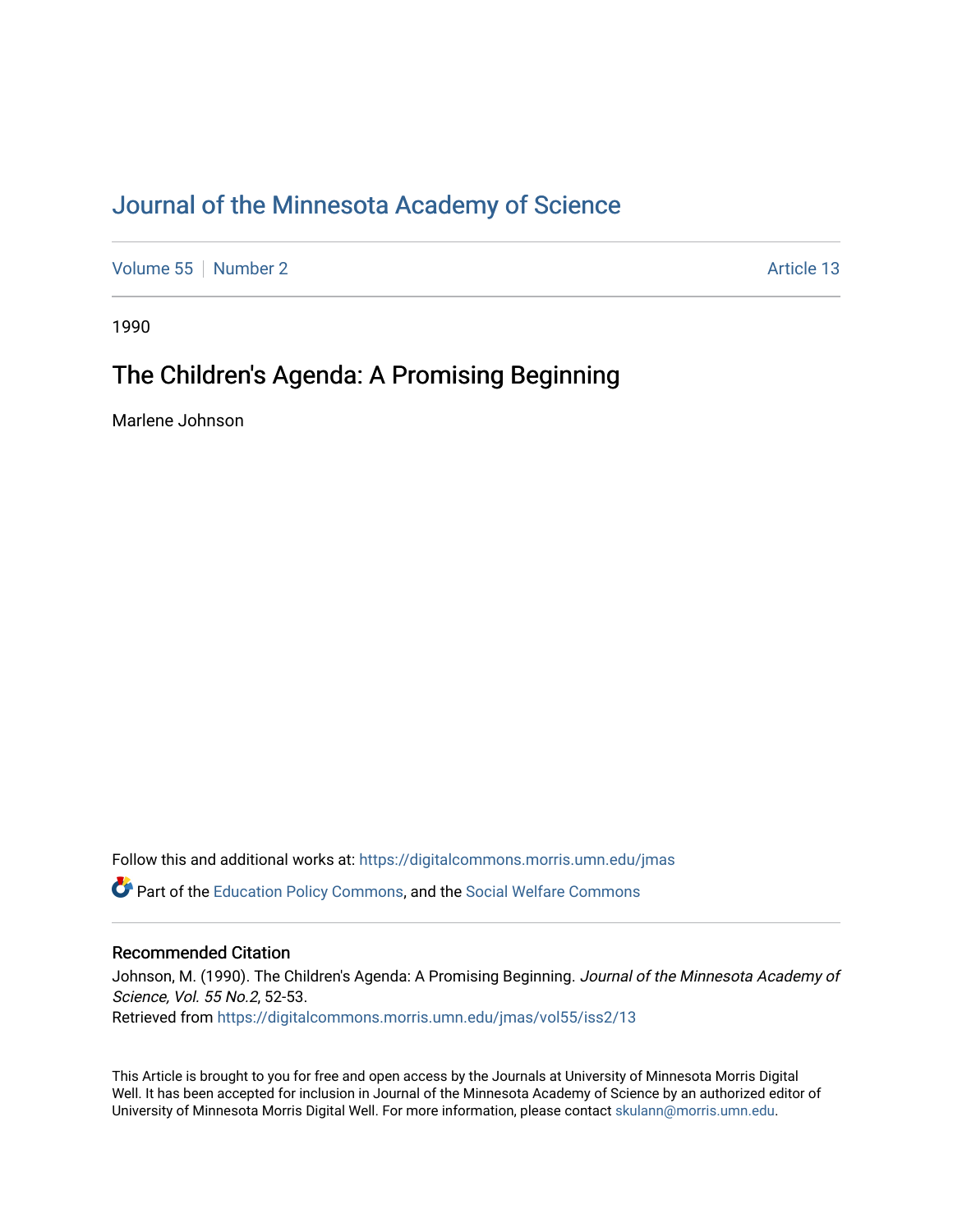# Journal of the Minnesota Academy of Science

Volume 55 | Number 2 | Article 13

1990

## The Children's Agenda: A Promising Beginning

Marlene Johnson

Follow this and additional works at: https://digitalcommons.morris.umn.edu/jmas

Part of the Education Policy Commons, and the Social Welfare Commons

### Recommended Citation

Johnson, M. (1990). The Children's Agenda: A Promising Beginning. *Journal of the Minnesota Academy of Science, Vol. 55 No.2*, 52-53.
Retrieved from https://digitalcommons.morris.umn.edu/jmas/vol55/iss2/13

This Article is brought to you for free and open access by the Journals at University of Minnesota Morris Digital Well. It has been accepted for inclusion in Journal of the Minnesota Academy of Science by an authorized editor of University of Minnesota Morris Digital Well. For more information, please contact skulann@morris.umn.edu.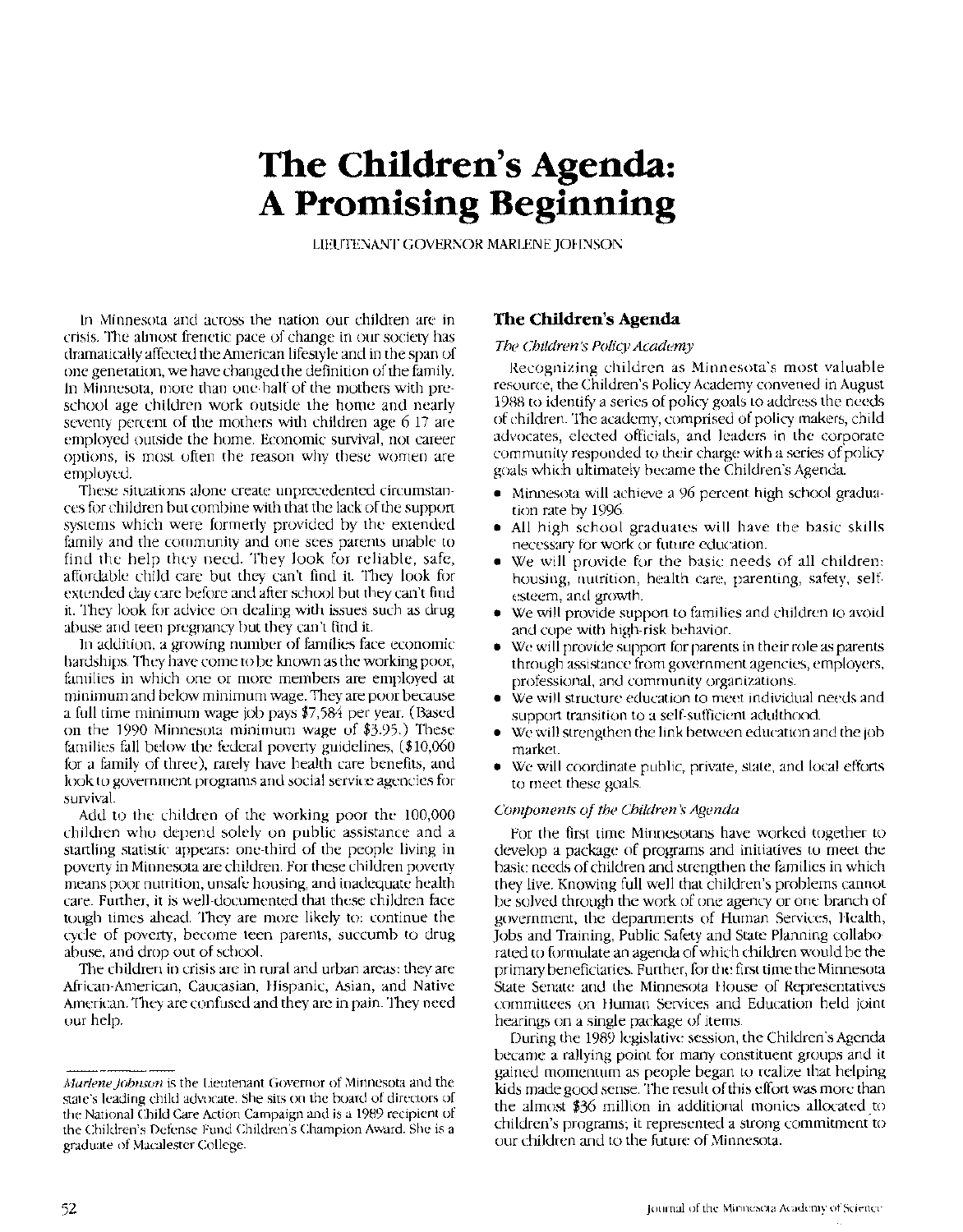# The Children's Agenda: A Promising Beginning

LIEUTENANT GOVERNOR MARLENE JOHNSON

In Minnesota and across the nation our children are in crisis. The almost frenetic pace of change in our society has dramatically affected the American lifestyle and in the span of one generation, we have changed the definition of the family. In Minnesota, more than one-half of the mothers with pre-school age children work outside the home and nearly seventy percent of the mothers with children age 6-17 are employed outside the home. Economic survival, not career options, is most often the reason why these women are employed.

These situations alone create unprecedented circumstances for children but combine with that the lack of the support systems which were formerly provided by the extended family and the community and one sees parents unable to find the help they need. They look for reliable, safe, affordable child care but they can't find it. They look for extended day care before and after school but they can't find it. They look for advice on dealing with issues such as drug abuse and teen pregnancy but they can't find it.

In addition, a growing number of families face economic hardships. They have come to be known as the working poor, families in which one or more members are employed at minimum and below minimum wage. They are poor because a full time minimum wage job pays $7,584 per year. (Based on the 1990 Minnesota minimum wage of $3.95.) These families fall below the federal poverty guidelines, ($10,060 for a family of three), rarely have health care benefits, and look to government programs and social service agencies for survival.

Add to the children of the working poor the 100,000 children who depend solely on public assistance and a startling statistic appears: one-third of the people living in poverty in Minnesota are children. For these children poverty means poor nutrition, unsafe housing, and inadequate health care. Further, it is well-documented that these children face tough times ahead. They are more likely to: continue the cycle of poverty, become teen parents, succumb to drug abuse, and drop out of school.

The children in crisis are in rural and urban areas: they are African-American, Caucasian, Hispanic, Asian, and Native American. They are confused and they are in pain. They need our help.

## The Children's Agenda

### *The Children's Policy Academy*

Recognizing children as Minnesota's most valuable resource, the Children's Policy Academy convened in August 1988 to identify a series of policy goals to address the needs of children. The academy, comprised of policy makers, child advocates, elected officials, and leaders in the corporate community responded to their charge with a series of policy goals which ultimately became the Children's Agenda.

- Minnesota will achieve a 96 percent high school graduation rate by 1996.
- All high school graduates will have the basic skills necessary for work or future education.
- We will provide for the basic needs of all children: housing, nutrition, health care, parenting, safety, self-esteem, and growth.
- We will provide support to families and children to avoid and cope with high-risk behavior.
- We will provide support for parents in their role as parents through assistance from government agencies, employers, professional, and community organizations.
- We will structure education to meet individual needs and support transition to a self-sufficient adulthood.
- We will strengthen the link between education and the job market.
- We will coordinate public, private, state, and local efforts to meet these goals.

### *Components of the Children's Agenda*

For the first time Minnesotans have worked together to develop a package of programs and initiatives to meet the basic needs of children and strengthen the families in which they live. Knowing full well that children's problems cannot be solved through the work of one agency or one branch of government, the departments of Human Services, Health, Jobs and Training, Public Safety and State Planning collaborated to formulate an agenda of which children would be the primary beneficiaries. Further, for the first time the Minnesota State Senate and the Minnesota House of Representatives committees on Human Services and Education held joint hearings on a single package of items.

During the 1989 legislative session, the Children's Agenda became a rallying point for many constituent groups and it gained momentum as people began to realize that helping kids made good sense. The result of this effort was more than the almost $36 million in additional monies allocated to children's programs; it represented a strong commitment to our children and to the future of Minnesota.

---

*Marlene Johnson* is the Lieutenant Governor of Minnesota and the state's leading child advocate. She sits on the board of directors of the National Child Care Action Campaign and is a 1989 recipient of the Children's Defense Fund Children's Champion Award. She is a graduate of Macalester College.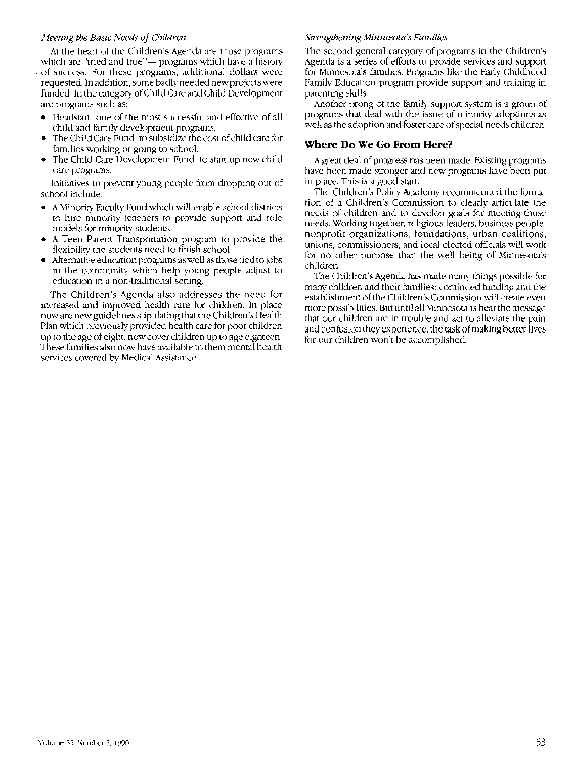*Meeting the Basic Needs of Children*

At the heart of the Children's Agenda are those programs which are "tried and true"— programs which have a history of success. For these programs, additional dollars were requested. In addition, some badly needed new projects were funded. In the category of Child Care and Child Development are programs such as:

- Headstart- one of the most successful and effective of all child and family development programs.
- The Child Care Fund- to subsidize the cost of child care for families working or going to school.
- The Child Care Development Fund- to start up new child care programs.

Initiatives to prevent young people from dropping out of school include:

- A Minority Faculty Fund which will enable school districts to hire minority teachers to provide support and role models for minority students.
- A Teen Parent Transportation program to provide the flexibility the students need to finish school.
- Alternative education programs as well as those tied to jobs in the community which help young people adjust to education in a non-traditional setting.

The Children's Agenda also addresses the need for increased and improved health care for children. In place now are new guidelines stipulating that the Children's Health Plan which previously provided health care for poor children up to the age of eight, now cover children up to age eighteen. These families also now have available to them mental health services covered by Medical Assistance.

*Strengthening Minnesota's Families*

The second general category of programs in the Children's Agenda is a series of efforts to provide services and support for Minnesota's families. Programs like the Early Childhood Family Education program provide support and training in parenting skills.

Another prong of the family support system is a group of programs that deal with the issue of minority adoptions as well as the adoption and foster care of special needs children.

## Where Do We Go From Here?

A great deal of progress has been made. Existing programs have been made stronger and new programs have been put in place. This is a good start.

The Children's Policy Academy recommended the formation of a Children's Commission to clearly articulate the needs of children and to develop goals for meeting those needs. Working together, religious leaders, business people, nonprofit organizations, foundations, urban coalitions, unions, commissioners, and local elected officials will work for no other purpose than the well being of Minnesota's children.

The Children's Agenda has made many things possible for many children and their families: continued funding and the establishment of the Children's Commission will create even more possibilities. But until all Minnesotans hear the message that our children are in trouble and act to alleviate the pain and confusion they experience, the task of making better lives for our children won't be accomplished.